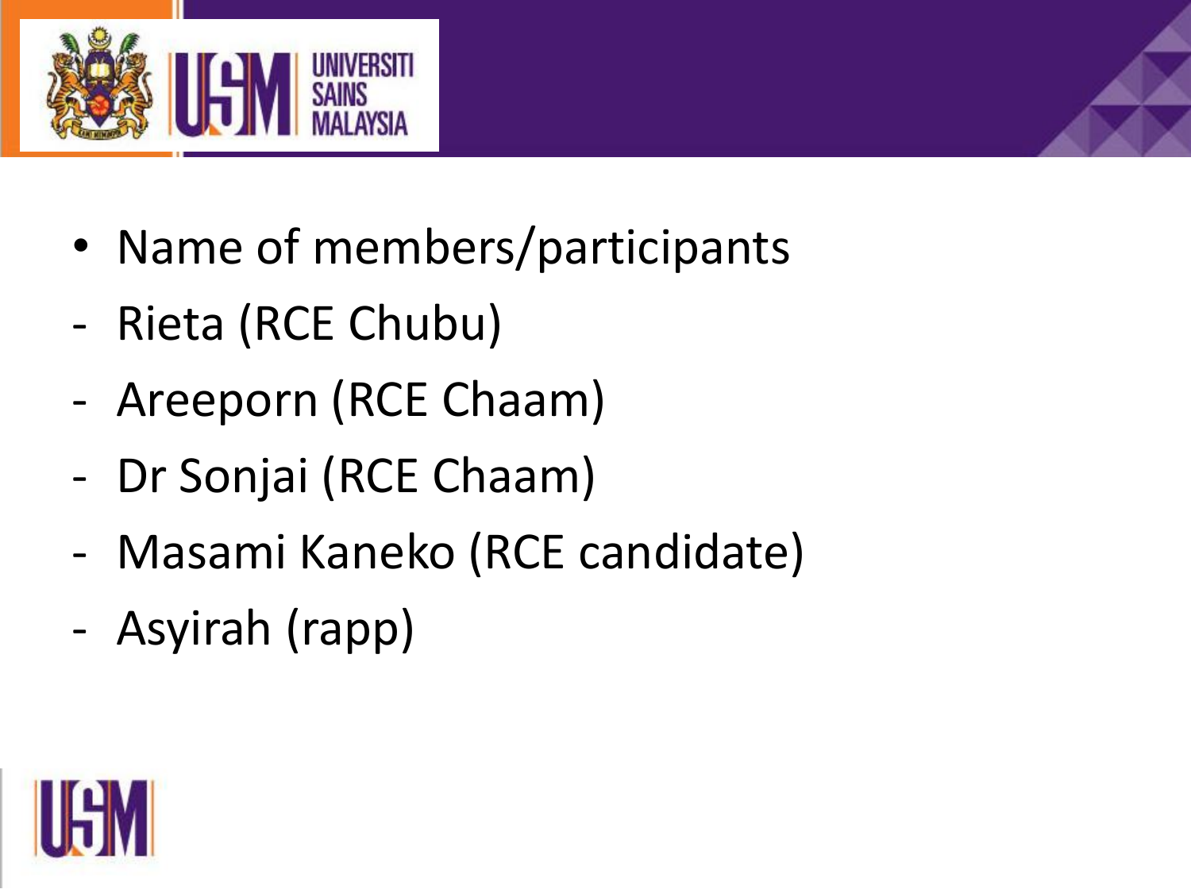- Name of members/participants
- Rieta (RCE Chubu)
- Areeporn (RCE Chaam)
- Dr Sonjai (RCE Chaam)
- Masami Kaneko (RCE candidate)
- Asyirah (rapp)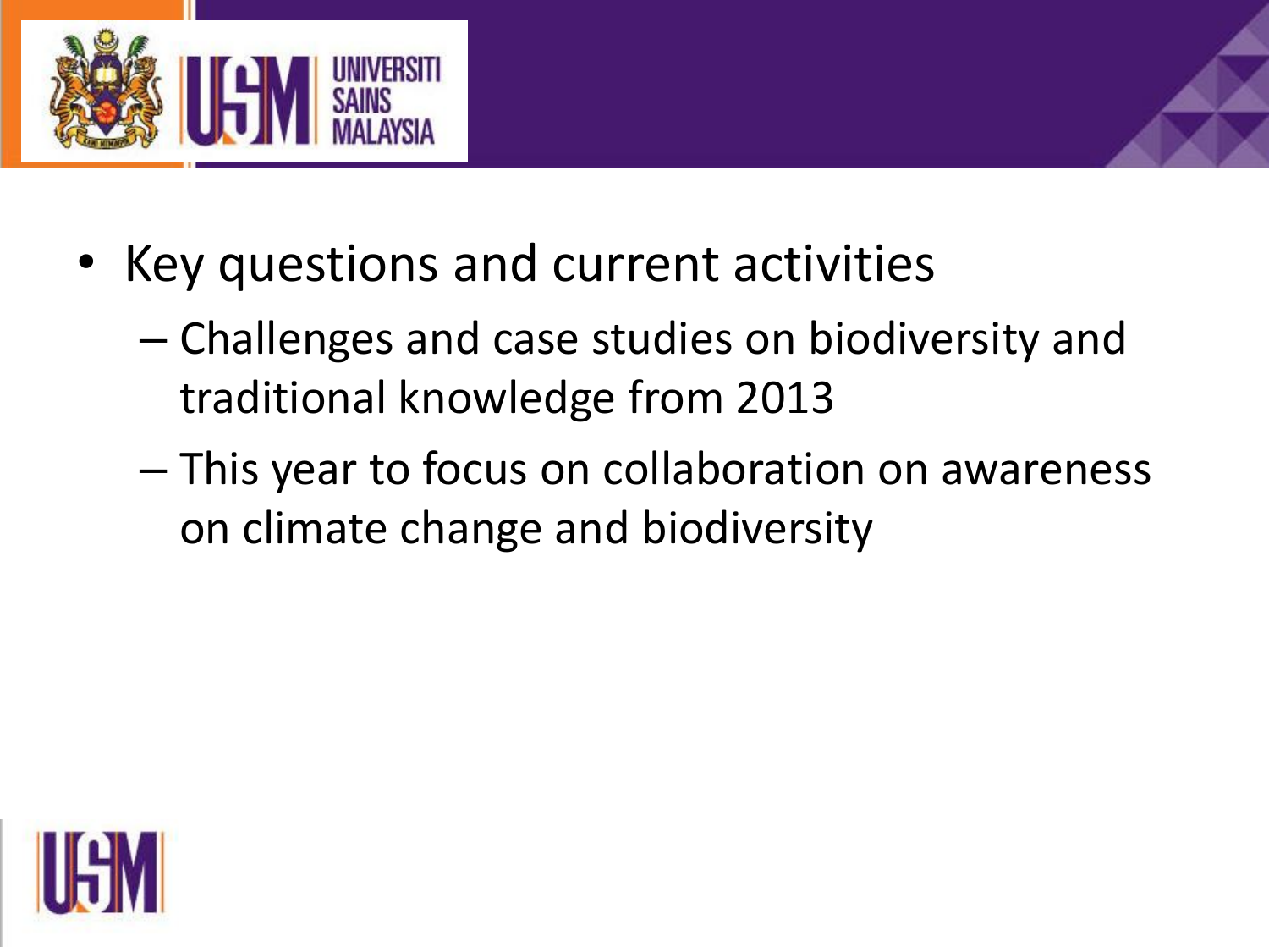- Key questions and current activities
  - Challenges and case studies on biodiversity and traditional knowledge from 2013
  - This year to focus on collaboration on awareness on climate change and biodiversity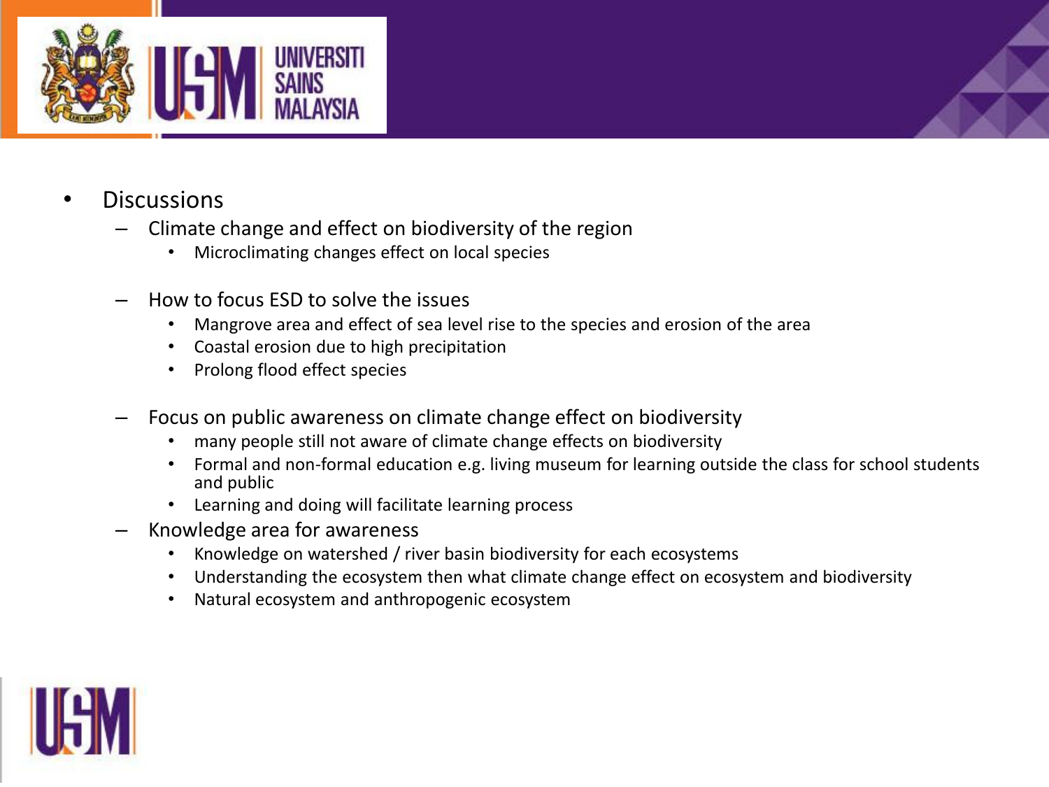- Discussions
  - Climate change and effect on biodiversity of the region
    - Microclimating changes effect on local species
  - How to focus ESD to solve the issues
    - Mangrove area and effect of sea level rise to the species and erosion of the area
    - Coastal erosion due to high precipitation
    - Prolong flood effect species
  - Focus on public awareness on climate change effect on biodiversity
    - many people still not aware of climate change effects on biodiversity
    - Formal and non-formal education e.g. living museum for learning outside the class for school students and public
    - Learning and doing will facilitate learning process
  - Knowledge area for awareness
    - Knowledge on watershed / river basin biodiversity for each ecosystems
    - Understanding the ecosystem then what climate change effect on ecosystem and biodiversity
    - Natural ecosystem and anthropogenic ecosystem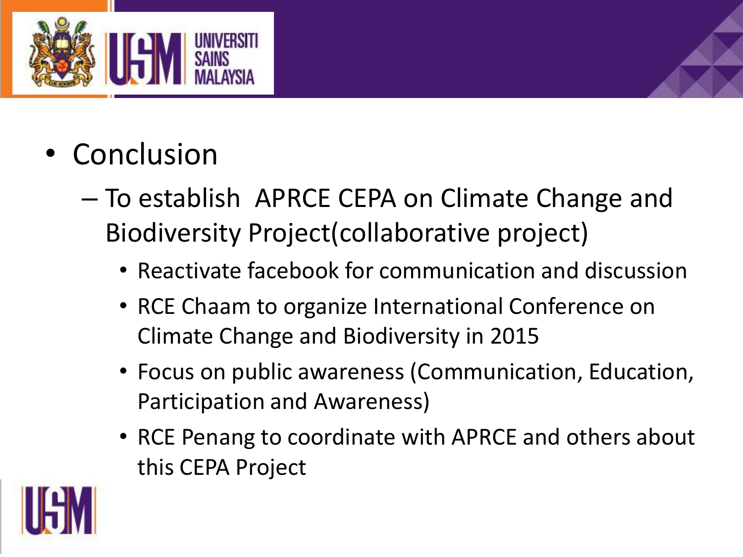- Conclusion
  - To establish APRCE CEPA on Climate Change and Biodiversity Project(collaborative project)
    - Reactivate facebook for communication and discussion
    - RCE Chaam to organize International Conference on Climate Change and Biodiversity in 2015
    - Focus on public awareness (Communication, Education, Participation and Awareness)
    - RCE Penang to coordinate with APRCE and others about this CEPA Project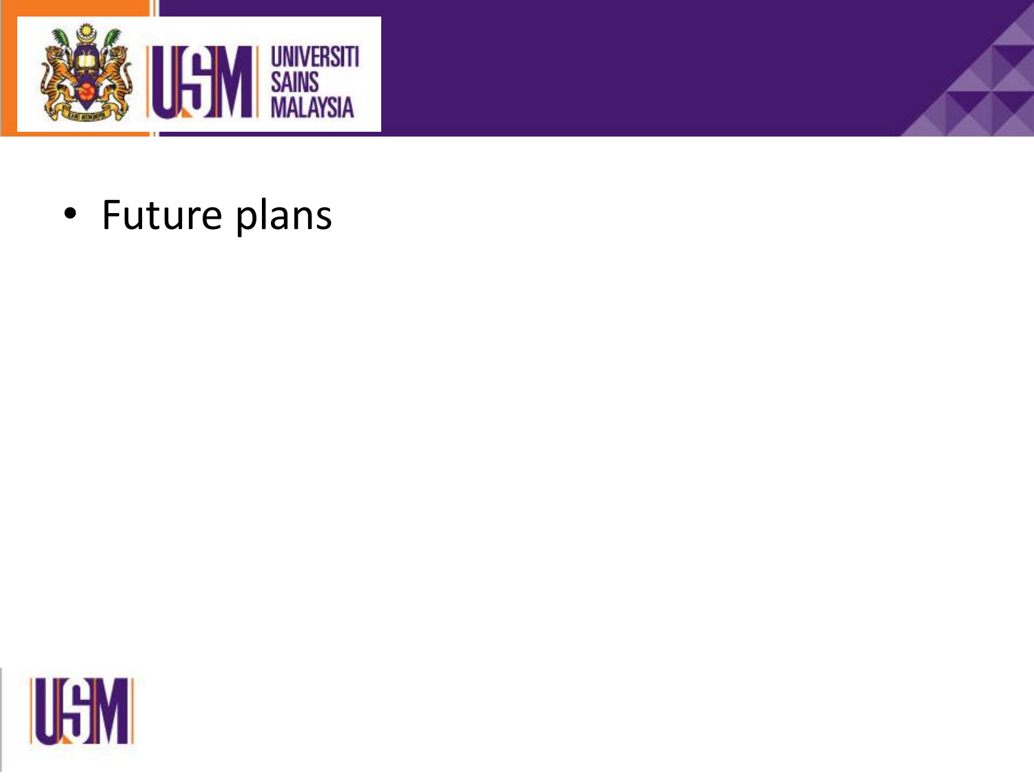- Future plans